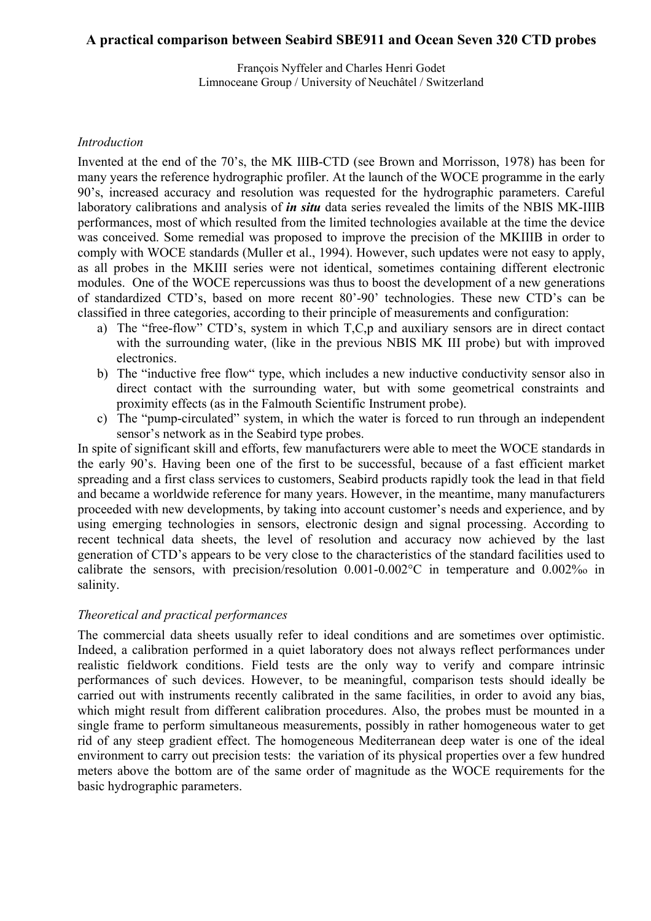# A practical comparison between Seabird SBE911 and Ocean Seven 320 CTD probes

François Nyffeler and Charles Henri Godet
Limnoceane Group / University of Neuchâtel / Switzerland

## *Introduction*

Invented at the end of the 70's, the MK IIIB-CTD (see Brown and Morrisson, 1978) has been for many years the reference hydrographic profiler. At the launch of the WOCE programme in the early 90's, increased accuracy and resolution was requested for the hydrographic parameters. Careful laboratory calibrations and analysis of ***in situ*** data series revealed the limits of the NBIS MK-IIIB performances, most of which resulted from the limited technologies available at the time the device was conceived. Some remedial was proposed to improve the precision of the MKIIIB in order to comply with WOCE standards (Muller et al., 1994). However, such updates were not easy to apply, as all probes in the MKIII series were not identical, sometimes containing different electronic modules. One of the WOCE repercussions was thus to boost the development of a new generations of standardized CTD's, based on more recent 80'-90' technologies. These new CTD's can be classified in three categories, according to their principle of measurements and configuration:

a) The "free-flow" CTD's, system in which T,C,p and auxiliary sensors are in direct contact with the surrounding water, (like in the previous NBIS MK III probe) but with improved electronics.
b) The "inductive free flow" type, which includes a new inductive conductivity sensor also in direct contact with the surrounding water, but with some geometrical constraints and proximity effects (as in the Falmouth Scientific Instrument probe).
c) The "pump-circulated" system, in which the water is forced to run through an independent sensor's network as in the Seabird type probes.

In spite of significant skill and efforts, few manufacturers were able to meet the WOCE standards in the early 90's. Having been one of the first to be successful, because of a fast efficient market spreading and a first class services to customers, Seabird products rapidly took the lead in that field and became a worldwide reference for many years. However, in the meantime, many manufacturers proceeded with new developments, by taking into account customer's needs and experience, and by using emerging technologies in sensors, electronic design and signal processing. According to recent technical data sheets, the level of resolution and accuracy now achieved by the last generation of CTD's appears to be very close to the characteristics of the standard facilities used to calibrate the sensors, with precision/resolution 0.001-0.002°C in temperature and 0.002‰ in salinity.

## *Theoretical and practical performances*

The commercial data sheets usually refer to ideal conditions and are sometimes over optimistic. Indeed, a calibration performed in a quiet laboratory does not always reflect performances under realistic fieldwork conditions. Field tests are the only way to verify and compare intrinsic performances of such devices. However, to be meaningful, comparison tests should ideally be carried out with instruments recently calibrated in the same facilities, in order to avoid any bias, which might result from different calibration procedures. Also, the probes must be mounted in a single frame to perform simultaneous measurements, possibly in rather homogeneous water to get rid of any steep gradient effect. The homogeneous Mediterranean deep water is one of the ideal environment to carry out precision tests: the variation of its physical properties over a few hundred meters above the bottom are of the same order of magnitude as the WOCE requirements for the basic hydrographic parameters.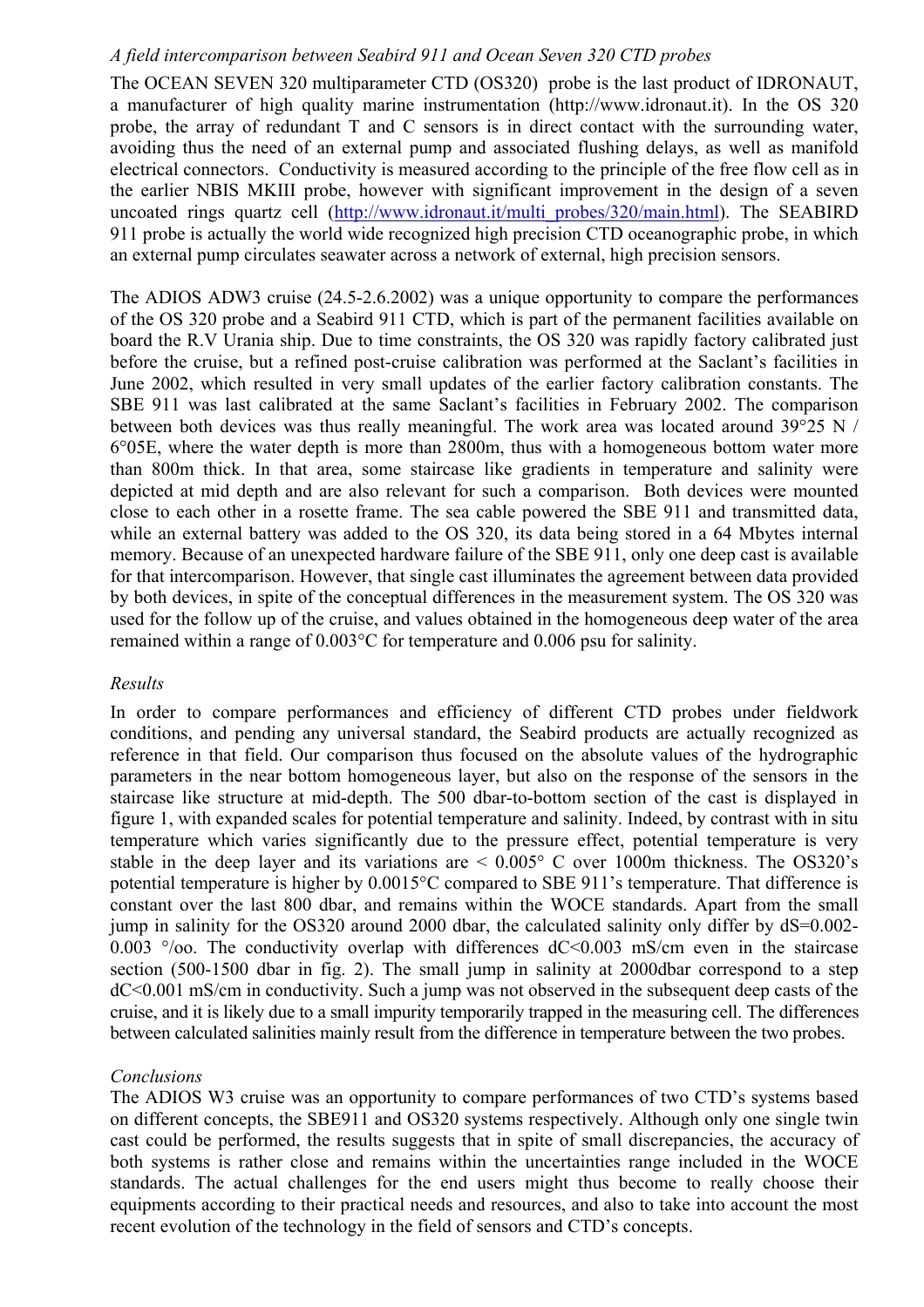*A field intercomparison between Seabird 911 and Ocean Seven 320 CTD probes*

The OCEAN SEVEN 320 multiparameter CTD (OS320) probe is the last product of IDRONAUT, a manufacturer of high quality marine instrumentation (http://www.idronaut.it). In the OS 320 probe, the array of redundant T and C sensors is in direct contact with the surrounding water, avoiding thus the need of an external pump and associated flushing delays, as well as manifold electrical connectors. Conductivity is measured according to the principle of the free flow cell as in the earlier NBIS MKIII probe, however with significant improvement in the design of a seven uncoated rings quartz cell (http://www.idronaut.it/multi_probes/320/main.html). The SEABIRD 911 probe is actually the world wide recognized high precision CTD oceanographic probe, in which an external pump circulates seawater across a network of external, high precision sensors.

The ADIOS ADW3 cruise (24.5-2.6.2002) was a unique opportunity to compare the performances of the OS 320 probe and a Seabird 911 CTD, which is part of the permanent facilities available on board the R.V Urania ship. Due to time constraints, the OS 320 was rapidly factory calibrated just before the cruise, but a refined post-cruise calibration was performed at the Saclant's facilities in June 2002, which resulted in very small updates of the earlier factory calibration constants. The SBE 911 was last calibrated at the same Saclant's facilities in February 2002. The comparison between both devices was thus really meaningful. The work area was located around 39°25 N / 6°05E, where the water depth is more than 2800m, thus with a homogeneous bottom water more than 800m thick. In that area, some staircase like gradients in temperature and salinity were depicted at mid depth and are also relevant for such a comparison. Both devices were mounted close to each other in a rosette frame. The sea cable powered the SBE 911 and transmitted data, while an external battery was added to the OS 320, its data being stored in a 64 Mbytes internal memory. Because of an unexpected hardware failure of the SBE 911, only one deep cast is available for that intercomparison. However, that single cast illuminates the agreement between data provided by both devices, in spite of the conceptual differences in the measurement system. The OS 320 was used for the follow up of the cruise, and values obtained in the homogeneous deep water of the area remained within a range of 0.003°C for temperature and 0.006 psu for salinity.

*Results*

In order to compare performances and efficiency of different CTD probes under fieldwork conditions, and pending any universal standard, the Seabird products are actually recognized as reference in that field. Our comparison thus focused on the absolute values of the hydrographic parameters in the near bottom homogeneous layer, but also on the response of the sensors in the staircase like structure at mid-depth. The 500 dbar-to-bottom section of the cast is displayed in figure 1, with expanded scales for potential temperature and salinity. Indeed, by contrast with in situ temperature which varies significantly due to the pressure effect, potential temperature is very stable in the deep layer and its variations are < 0.005° C over 1000m thickness. The OS320's potential temperature is higher by 0.0015°C compared to SBE 911's temperature. That difference is constant over the last 800 dbar, and remains within the WOCE standards. Apart from the small jump in salinity for the OS320 around 2000 dbar, the calculated salinity only differ by dS=0.002-0.003 °/oo. The conductivity overlap with differences dC<0.003 mS/cm even in the staircase section (500-1500 dbar in fig. 2). The small jump in salinity at 2000dbar correspond to a step dC<0.001 mS/cm in conductivity. Such a jump was not observed in the subsequent deep casts of the cruise, and it is likely due to a small impurity temporarily trapped in the measuring cell. The differences between calculated salinities mainly result from the difference in temperature between the two probes.

*Conclusions*

The ADIOS W3 cruise was an opportunity to compare performances of two CTD's systems based on different concepts, the SBE911 and OS320 systems respectively. Although only one single twin cast could be performed, the results suggests that in spite of small discrepancies, the accuracy of both systems is rather close and remains within the uncertainties range included in the WOCE standards. The actual challenges for the end users might thus become to really choose their equipments according to their practical needs and resources, and also to take into account the most recent evolution of the technology in the field of sensors and CTD's concepts.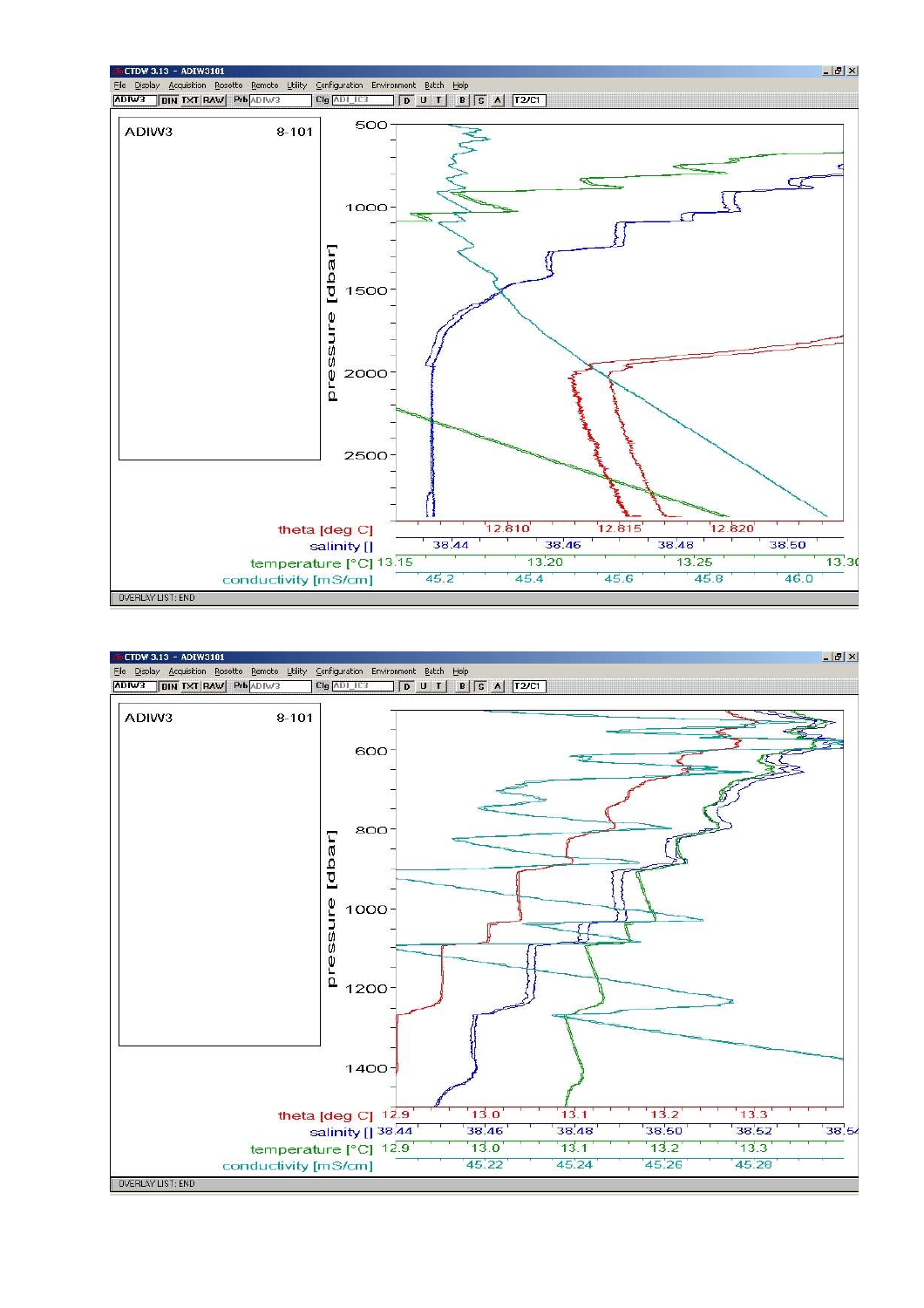CTDW 3.13 - ADIW3101

File Display Acquisition Rosette Remote Utility Configuration Environment Batch Help

ADIW3 DIN TXT RAW Prb ADIW3 Cfg ADI_IC3 D U T B C A T2/C1

ADIW3 8-101

pressure [dbar]

500
1000
1500
2000
2500

theta [deg C] 12.810 12.815 12.820

salinity [] 38.44 38.46 38.48 38.50

temperature [°C] 13.15 13.20 13.25 13.30

conductivity [mS/cm] 45.2 45.4 45.6 45.8 46.0

OVERLAY LIST: END

CTDW 3.13 - ADIW3101

File Display Acquisition Rosette Remote Utility Configuration Environment Batch Help

ADIW3 DIN TXT RAW Prb ADIW3 Cfg ADI_IC3 D U T B C A T2/C1

ADIW3 8-101

pressure [dbar]

600
800
1000
1200
1400

theta [deg C] 12.9 13.0 13.1 13.2 13.3

salinity [] 38.44 38.46 38.48 38.50 38.52 38.54

temperature [°C] 12.9 13.0 13.1 13.2 13.3

conductivity [mS/cm] 45.22 45.24 45.26 45.28

OVERLAY LIST: END